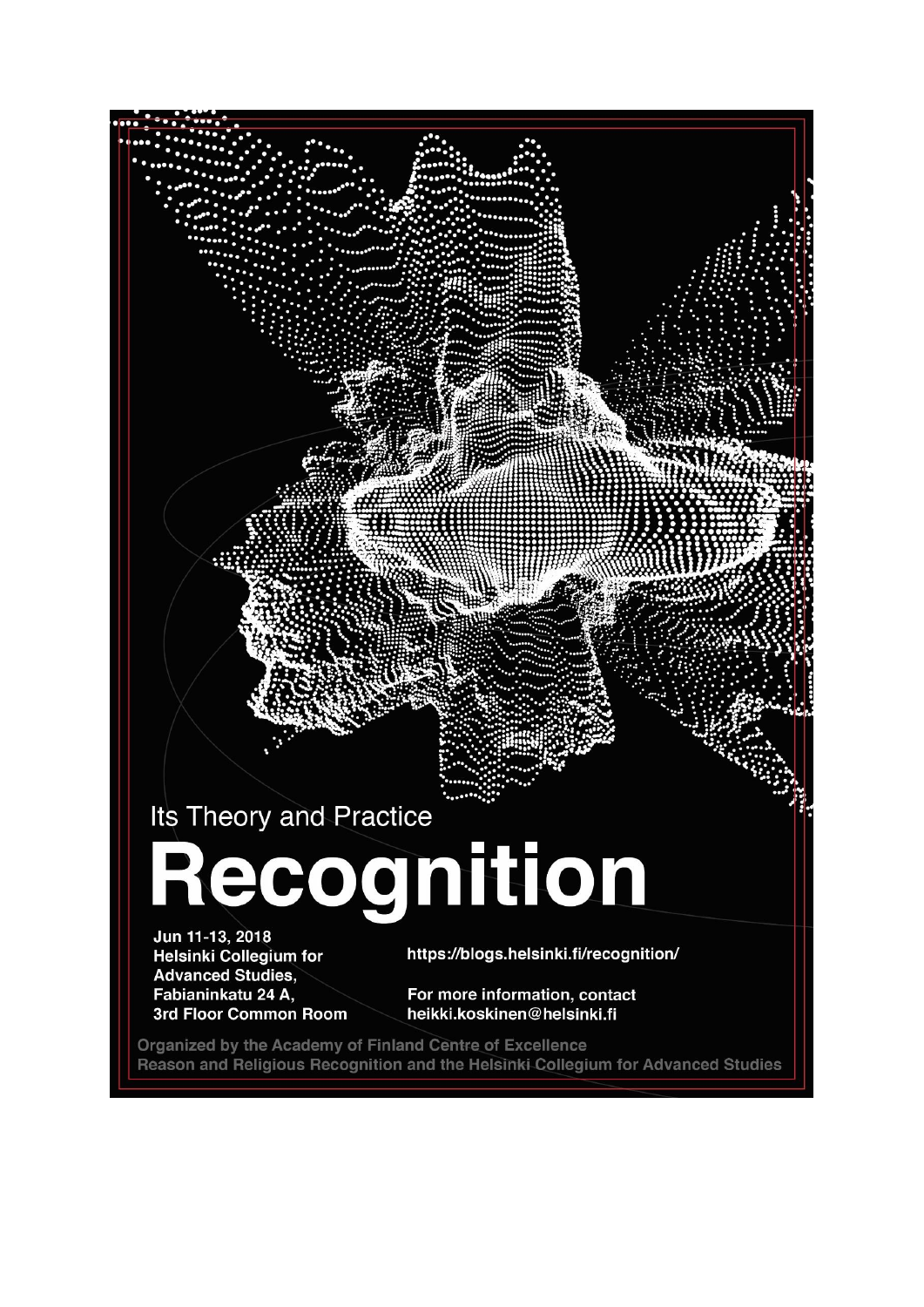Its Theory and Practice

# Recognition

Jun 11-13, 2018
**Helsinki Collegium for Advanced Studies, Fabianinkatu 24 A, 3rd Floor Common Room**

**https://blogs.helsinki.fi/recognition/**

**For more information, contact heikki.koskinen@helsinki.fi**

**Organized by the Academy of Finland Centre of Excellence Reason and Religious Recognition and the Helsinki Collegium for Advanced Studies**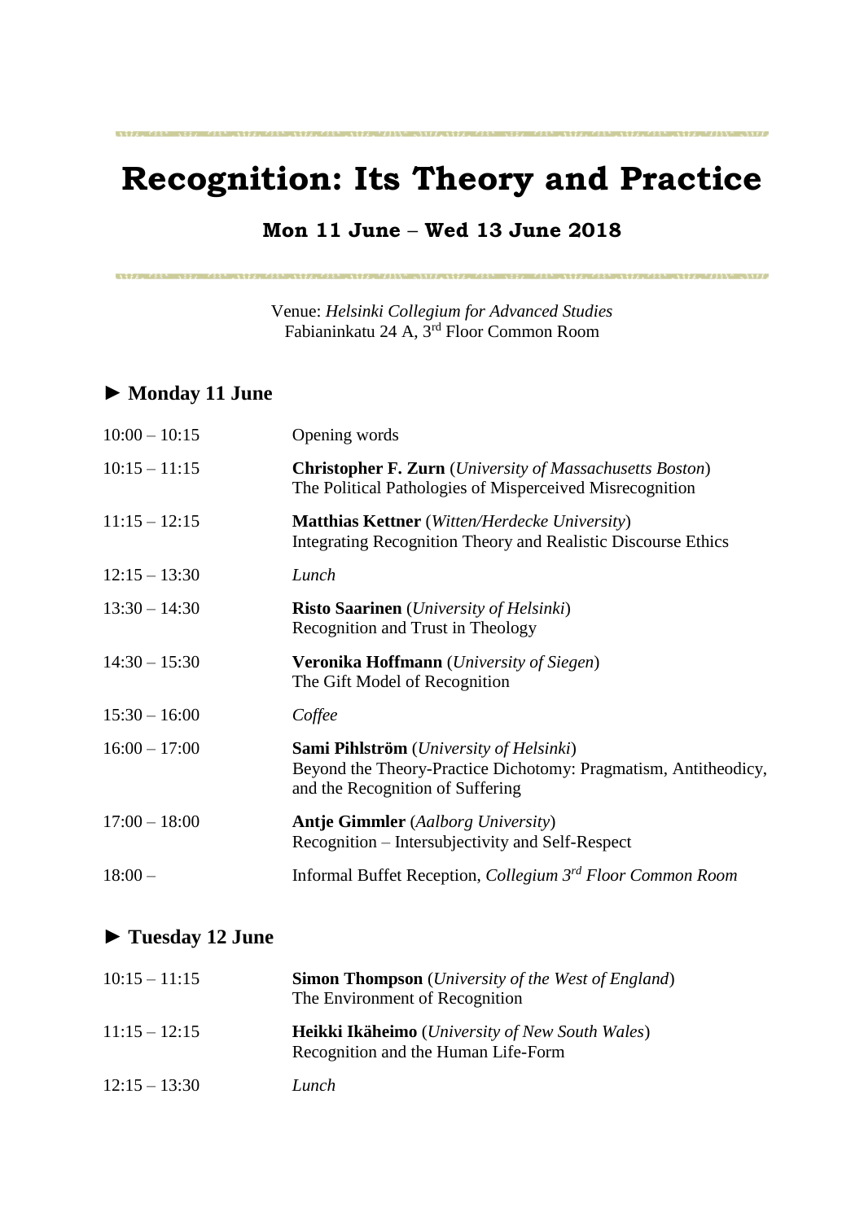# Recognition: Its Theory and Practice

## Mon 11 June – Wed 13 June 2018

Venue: *Helsinki Collegium for Advanced Studies*
Fabianinkatu 24 A, 3rd Floor Common Room

### ► Monday 11 June

| | |
|---|---|
| 10:00 – 10:15 | Opening words |
| 10:15 – 11:15 | **Christopher F. Zurn** (*University of Massachusetts Boston*)<br>The Political Pathologies of Misperceived Misrecognition |
| 11:15 – 12:15 | **Matthias Kettner** (*Witten/Herdecke University*)<br>Integrating Recognition Theory and Realistic Discourse Ethics |
| 12:15 – 13:30 | *Lunch* |
| 13:30 – 14:30 | **Risto Saarinen** (*University of Helsinki*)<br>Recognition and Trust in Theology |
| 14:30 – 15:30 | **Veronika Hoffmann** (*University of Siegen*)<br>The Gift Model of Recognition |
| 15:30 – 16:00 | *Coffee* |
| 16:00 – 17:00 | **Sami Pihlström** (*University of Helsinki*)<br>Beyond the Theory-Practice Dichotomy: Pragmatism, Antitheodicy, and the Recognition of Suffering |
| 17:00 – 18:00 | **Antje Gimmler** (*Aalborg University*)<br>Recognition – Intersubjectivity and Self-Respect |
| 18:00 – | Informal Buffet Reception, *Collegium 3rd Floor Common Room* |

### ► Tuesday 12 June

| | |
|---|---|
| 10:15 – 11:15 | **Simon Thompson** (*University of the West of England*)<br>The Environment of Recognition |
| 11:15 – 12:15 | **Heikki Ikäheimo** (*University of New South Wales*)<br>Recognition and the Human Life-Form |
| 12:15 – 13:30 | *Lunch* |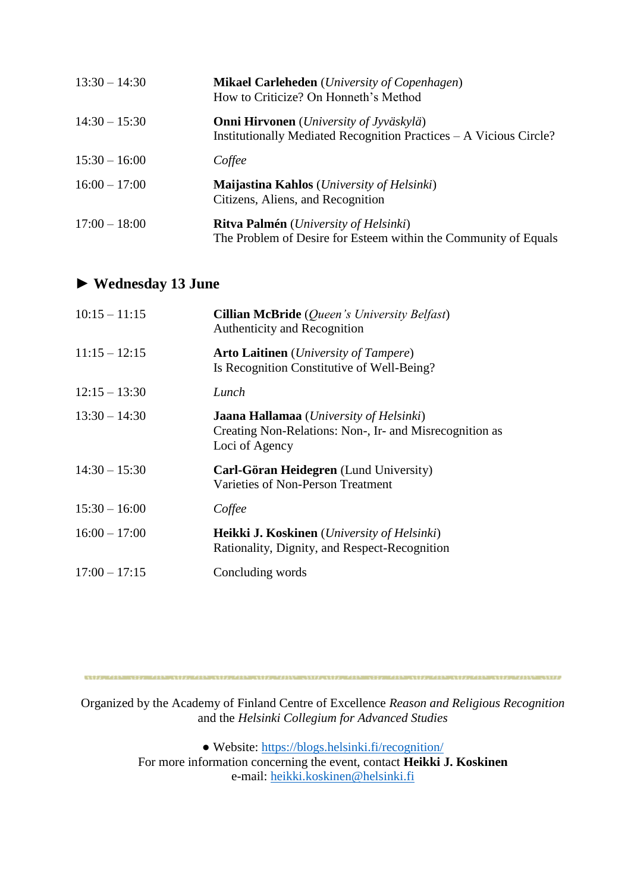| | |
|---|---|
| 13:30 – 14:30 | **Mikael Carleheden** (*University of Copenhagen*)<br>How to Criticize? On Honneth's Method |
| 14:30 – 15:30 | **Onni Hirvonen** (*University of Jyväskylä*)<br>Institutionally Mediated Recognition Practices – A Vicious Circle? |
| 15:30 – 16:00 | *Coffee* |
| 16:00 – 17:00 | **Maijastina Kahlos** (*University of Helsinki*)<br>Citizens, Aliens, and Recognition |
| 17:00 – 18:00 | **Ritva Palmén** (*University of Helsinki*)<br>The Problem of Desire for Esteem within the Community of Equals |

## ► Wednesday 13 June

| | |
|---|---|
| 10:15 – 11:15 | **Cillian McBride** (*Queen's University Belfast*)<br>Authenticity and Recognition |
| 11:15 – 12:15 | **Arto Laitinen** (*University of Tampere*)<br>Is Recognition Constitutive of Well-Being? |
| 12:15 – 13:30 | *Lunch* |
| 13:30 – 14:30 | **Jaana Hallamaa** (*University of Helsinki*)<br>Creating Non-Relations: Non-, Ir- and Misrecognition as Loci of Agency |
| 14:30 – 15:30 | **Carl-Göran Heidegren** (Lund University)<br>Varieties of Non-Person Treatment |
| 15:30 – 16:00 | *Coffee* |
| 16:00 – 17:00 | **Heikki J. Koskinen** (*University of Helsinki*)<br>Rationality, Dignity, and Respect-Recognition |
| 17:00 – 17:15 | Concluding words |

Organized by the Academy of Finland Centre of Excellence *Reason and Religious Recognition* and the *Helsinki Collegium for Advanced Studies*

● Website: https://blogs.helsinki.fi/recognition/
For more information concerning the event, contact **Heikki J. Koskinen**
e-mail: heikki.koskinen@helsinki.fi